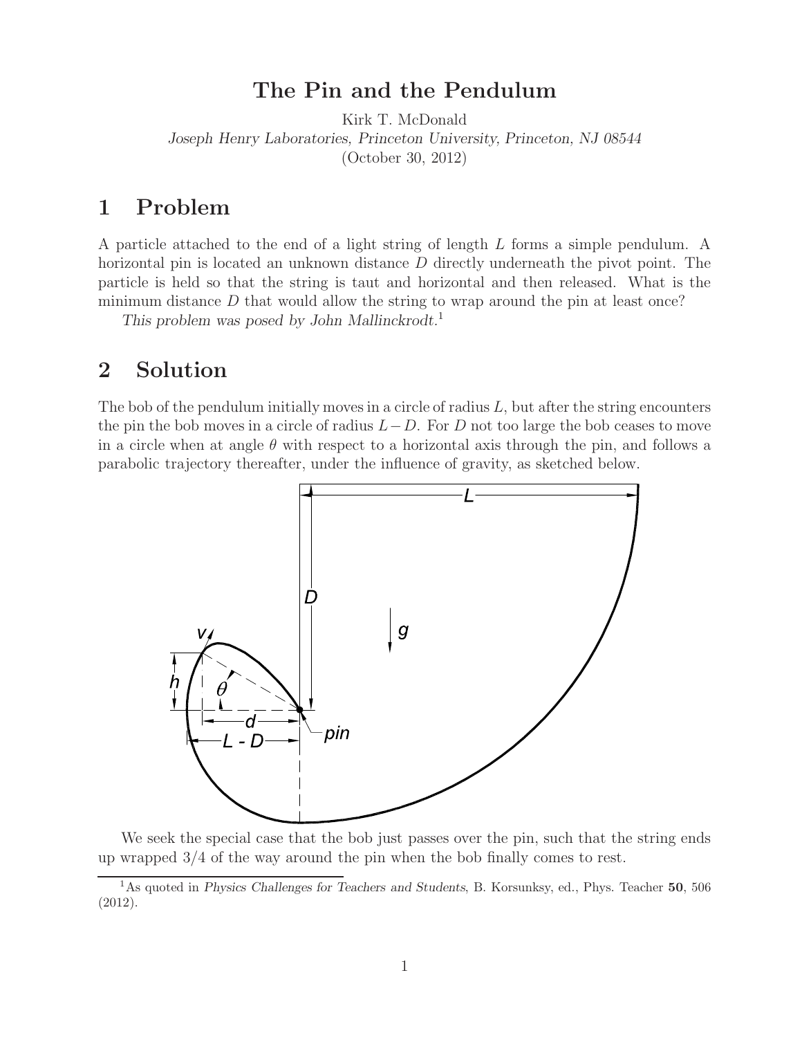# The Pin and the Pendulum

Kirk T. McDonald

*Joseph Henry Laboratories, Princeton University, Princeton, NJ 08544*

(October 30, 2012)

## 1 Problem

A particle attached to the end of a light string of length $L$ forms a simple pendulum. A horizontal pin is located an unknown distance $D$ directly underneath the pivot point. The particle is held so that the string is taut and horizontal and then released. What is the minimum distance $D$ that would allow the string to wrap around the pin at least once?

*This problem was posed by John Mallinckrodt.*[1]

## 2 Solution

The bob of the pendulum initially moves in a circle of radius $L$, but after the string encounters the pin the bob moves in a circle of radius $L - D$. For $D$ not too large the bob ceases to move in a circle when at angle $\theta$ with respect to a horizontal axis through the pin, and follows a parabolic trajectory thereafter, under the influence of gravity, as sketched below.

We seek the special case that the bob just passes over the pin, such that the string ends up wrapped 3/4 of the way around the pin when the bob finally comes to rest.

---

[1]As quoted in *Physics Challenges for Teachers and Students*, B. Korsunksy, ed., Phys. Teacher **50**, 506 (2012).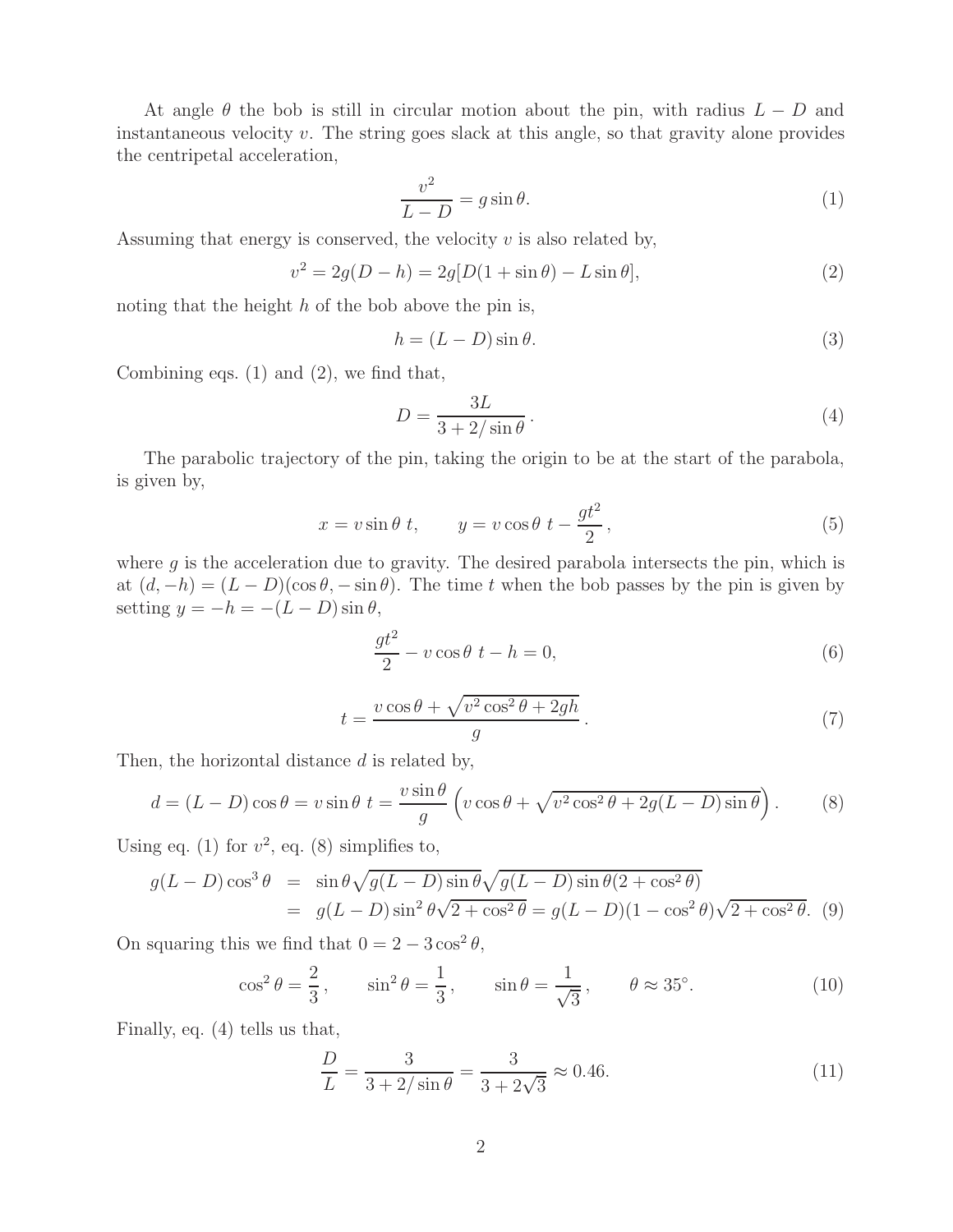At angle $\theta$ the bob is still in circular motion about the pin, with radius $L - D$ and instantaneous velocity $v$. The string goes slack at this angle, so that gravity alone provides the centripetal acceleration,

$$\frac{v^2}{L - D} = g \sin\theta. \tag{1}$$

Assuming that energy is conserved, the velocity $v$ is also related by,

$$v^2 = 2g(D - h) = 2g[D(1 + \sin\theta) - L\sin\theta], \tag{2}$$

noting that the height $h$ of the bob above the pin is,

$$h = (L - D)\sin\theta. \tag{3}$$

Combining eqs. (1) and (2), we find that,

$$D = \frac{3L}{3 + 2/\sin\theta}\,. \tag{4}$$

The parabolic trajectory of the pin, taking the origin to be at the start of the parabola, is given by,

$$x = v\sin\theta\ t, \qquad y = v\cos\theta\ t - \frac{gt^2}{2}\,, \tag{5}$$

where $g$ is the acceleration due to gravity. The desired parabola intersects the pin, which is at $(d, -h) = (L - D)(\cos\theta, -\sin\theta)$. The time $t$ when the bob passes by the pin is given by setting $y = -h = -(L - D)\sin\theta$,

$$\frac{gt^2}{2} - v\cos\theta\ t - h = 0, \tag{6}$$

$$t = \frac{v\cos\theta + \sqrt{v^2\cos^2\theta + 2gh}}{g}\,. \tag{7}$$

Then, the horizontal distance $d$ is related by,

$$d = (L - D)\cos\theta = v\sin\theta\ t = \frac{v\sin\theta}{g}\left(v\cos\theta + \sqrt{v^2\cos^2\theta + 2g(L - D)\sin\theta}\right). \tag{8}$$

Using eq. (1) for $v^2$, eq. (8) simplifies to,

$$\begin{aligned}
g(L - D)\cos^3\theta &= \sin\theta\sqrt{g(L - D)\sin\theta}\sqrt{g(L - D)\sin\theta(2 + \cos^2\theta)} \\
&= g(L - D)\sin^2\theta\sqrt{2 + \cos^2\theta} = g(L - D)(1 - \cos^2\theta)\sqrt{2 + \cos^2\theta}. 
\end{aligned} \tag{9}$$

On squaring this we find that $0 = 2 - 3\cos^2\theta$,

$$\cos^2\theta = \frac{2}{3}\,, \qquad \sin^2\theta = \frac{1}{3}\,, \qquad \sin\theta = \frac{1}{\sqrt{3}}\,, \qquad \theta \approx 35^\circ. \tag{10}$$

Finally, eq. (4) tells us that,

$$\frac{D}{L} = \frac{3}{3 + 2/\sin\theta} = \frac{3}{3 + 2\sqrt{3}} \approx 0.46. \tag{11}$$